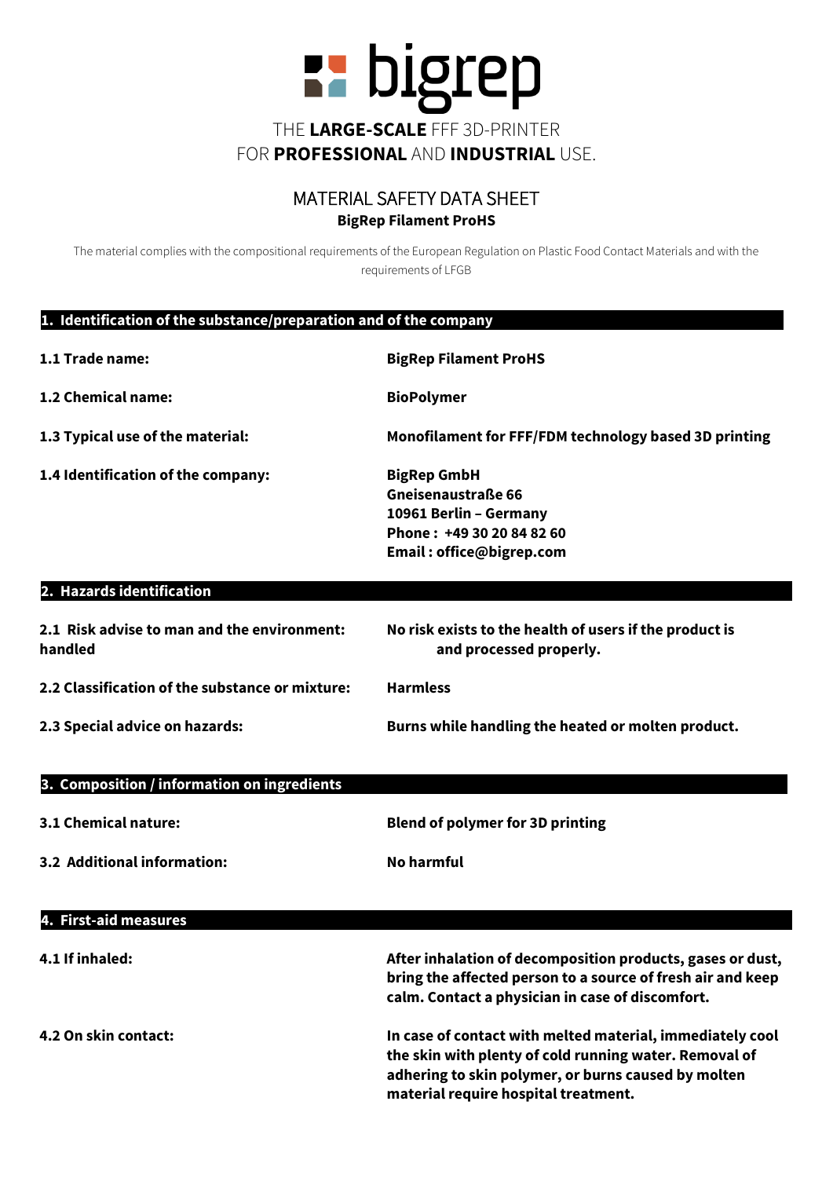bigrep

THE **LARGE-SCALE** FFF 3D-PRINTER
FOR **PROFESSIONAL** AND **INDUSTRIAL** USE.

# MATERIAL SAFETY DATA SHEET

**BigRep Filament ProHS**

The material complies with the compositional requirements of the European Regulation on Plastic Food Contact Materials and with the requirements of LFGB

## 1. Identification of the substance/preparation and of the company

| | |
|---|---|
| **1.1 Trade name:** | **BigRep Filament ProHS** |
| **1.2 Chemical name:** | **BioPolymer** |
| **1.3 Typical use of the material:** | **Monofilament for FFF/FDM technology based 3D printing** |
| **1.4 Identification of the company:** | **BigRep GmbH**<br>**Gneisenaustraße 66**<br>**10961 Berlin – Germany**<br>**Phone : +49 30 20 84 82 60**<br>**Email : office@bigrep.com** |

## 2. Hazards identification

| | |
|---|---|
| **2.1 Risk advise to man and the environment: handled** | **No risk exists to the health of users if the product is and processed properly.** |
| **2.2 Classification of the substance or mixture:** | **Harmless** |
| **2.3 Special advice on hazards:** | **Burns while handling the heated or molten product.** |

## 3. Composition / information on ingredients

| | |
|---|---|
| **3.1 Chemical nature:** | **Blend of polymer for 3D printing** |
| **3.2 Additional information:** | **No harmful** |

## 4. First-aid measures

| | |
|---|---|
| **4.1 If inhaled:** | **After inhalation of decomposition products, gases or dust, bring the affected person to a source of fresh air and keep calm. Contact a physician in case of discomfort.** |
| **4.2 On skin contact:** | **In case of contact with melted material, immediately cool the skin with plenty of cold running water. Removal of adhering to skin polymer, or burns caused by molten material require hospital treatment.** |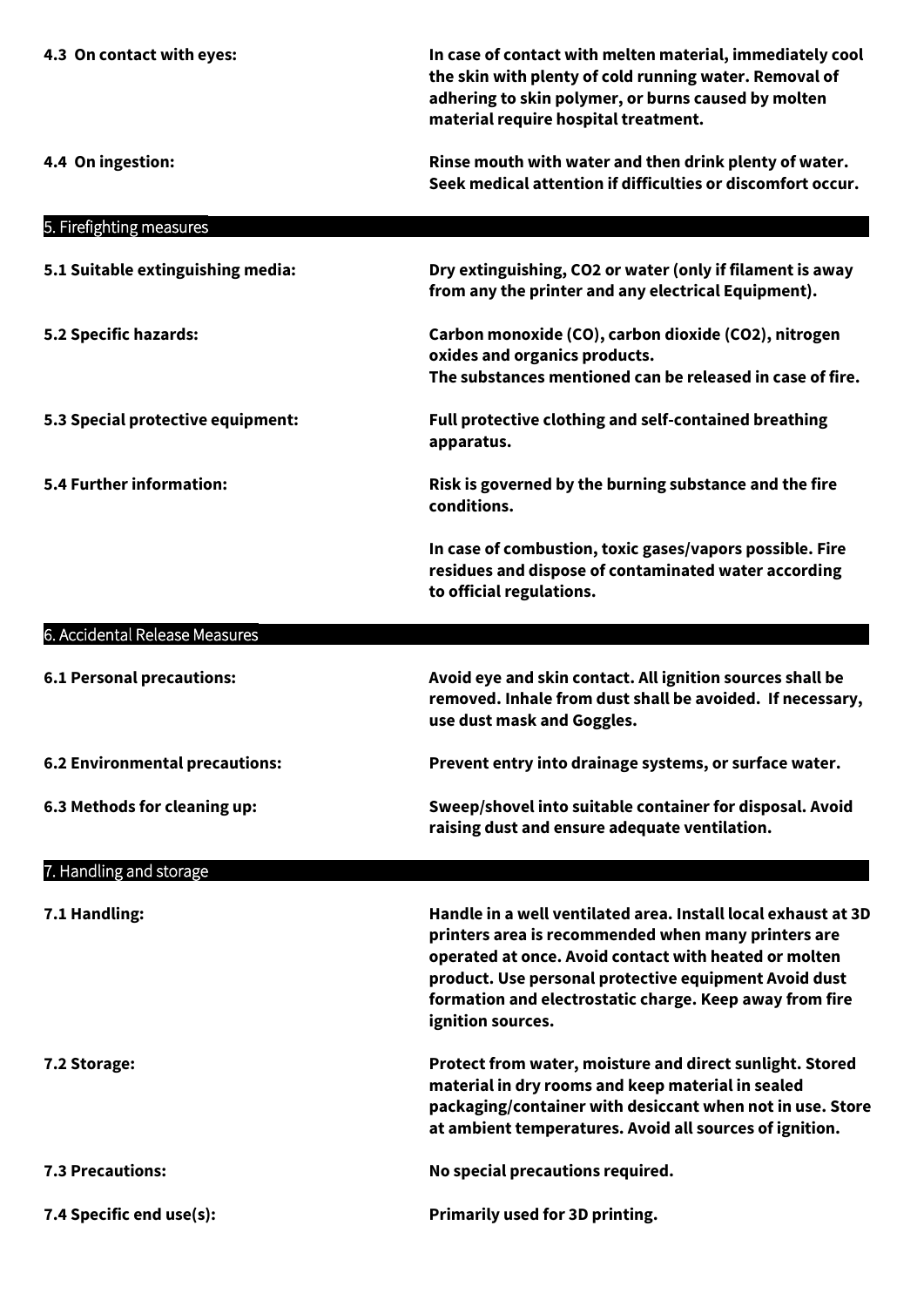**4.3 On contact with eyes:** In case of contact with melten material, immediately cool the skin with plenty of cold running water. Removal of adhering to skin polymer, or burns caused by molten material require hospital treatment.

**4.4 On ingestion:** Rinse mouth with water and then drink plenty of water. Seek medical attention if difficulties or discomfort occur.

## 5. Firefighting measures

**5.1 Suitable extinguishing media:** Dry extinguishing, $CO_2$ or water (only if filament is away from any the printer and any electrical Equipment).

**5.2 Specific hazards:** Carbon monoxide (CO), carbon dioxide ($CO_2$), nitrogen oxides and organics products.
The substances mentioned can be released in case of fire.

**5.3 Special protective equipment:** Full protective clothing and self-contained breathing apparatus.

**5.4 Further information:** Risk is governed by the burning substance and the fire conditions.

In case of combustion, toxic gases/vapors possible. Fire residues and dispose of contaminated water according to official regulations.

## 6. Accidental Release Measures

**6.1 Personal precautions:** Avoid eye and skin contact. All ignition sources shall be removed. Inhale from dust shall be avoided. If necessary, use dust mask and Goggles.

**6.2 Environmental precautions:** Prevent entry into drainage systems, or surface water.

**6.3 Methods for cleaning up:** Sweep/shovel into suitable container for disposal. Avoid raising dust and ensure adequate ventilation.

## 7. Handling and storage

**7.1 Handling:** Handle in a well ventilated area. Install local exhaust at 3D printers area is recommended when many printers are operated at once. Avoid contact with heated or molten product. Use personal protective equipment Avoid dust formation and electrostatic charge. Keep away from fire ignition sources.

**7.2 Storage:** Protect from water, moisture and direct sunlight. Stored material in dry rooms and keep material in sealed packaging/container with desiccant when not in use. Store at ambient temperatures. Avoid all sources of ignition.

**7.3 Precautions:** No special precautions required.

**7.4 Specific end use(s):** Primarily used for 3D printing.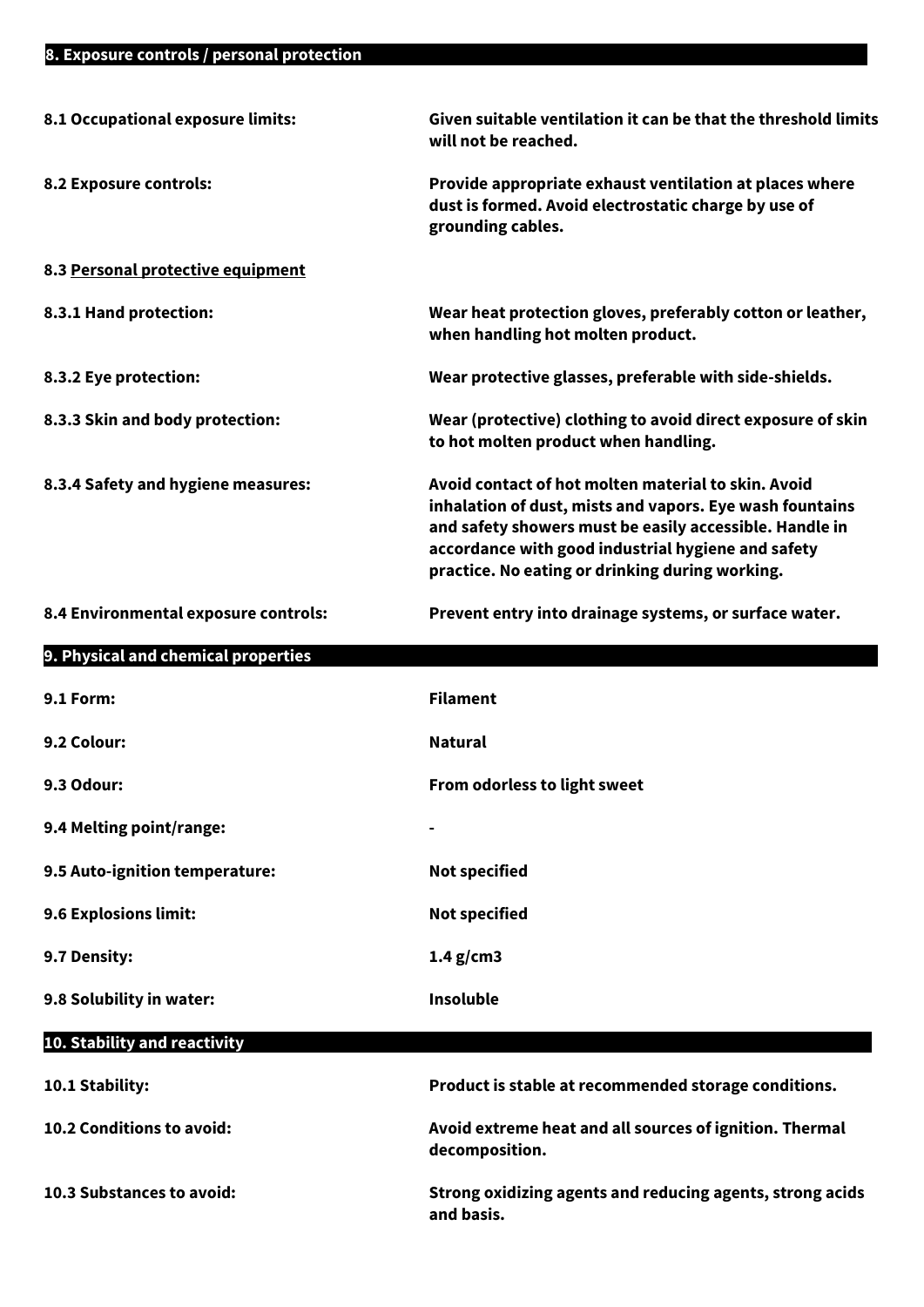## 8. Exposure controls / personal protection

| | |
|---|---|
| **8.1 Occupational exposure limits:** | **Given suitable ventilation it can be that the threshold limits will not be reached.** |
| **8.2 Exposure controls:** | **Provide appropriate exhaust ventilation at places where dust is formed. Avoid electrostatic charge by use of grounding cables.** |

**8.3 <u>Personal protective equipment</u>**

| | |
|---|---|
| **8.3.1 Hand protection:** | **Wear heat protection gloves, preferably cotton or leather, when handling hot molten product.** |
| **8.3.2 Eye protection:** | **Wear protective glasses, preferable with side-shields.** |
| **8.3.3 Skin and body protection:** | **Wear (protective) clothing to avoid direct exposure of skin to hot molten product when handling.** |
| **8.3.4 Safety and hygiene measures:** | **Avoid contact of hot molten material to skin. Avoid inhalation of dust, mists and vapors. Eye wash fountains and safety showers must be easily accessible. Handle in accordance with good industrial hygiene and safety practice. No eating or drinking during working.** |
| **8.4 Environmental exposure controls:** | **Prevent entry into drainage systems, or surface water.** |

## 9. Physical and chemical properties

| | |
|---|---|
| **9.1 Form:** | **Filament** |
| **9.2 Colour:** | **Natural** |
| **9.3 Odour:** | **From odorless to light sweet** |
| **9.4 Melting point/range:** | **-** |
| **9.5 Auto-ignition temperature:** | **Not specified** |
| **9.6 Explosions limit:** | **Not specified** |
| **9.7 Density:** | **1.4 g/cm3** |
| **9.8 Solubility in water:** | **Insoluble** |

## 10. Stability and reactivity

| | |
|---|---|
| **10.1 Stability:** | **Product is stable at recommended storage conditions.** |
| **10.2 Conditions to avoid:** | **Avoid extreme heat and all sources of ignition. Thermal decomposition.** |
| **10.3 Substances to avoid:** | **Strong oxidizing agents and reducing agents, strong acids and basis.** |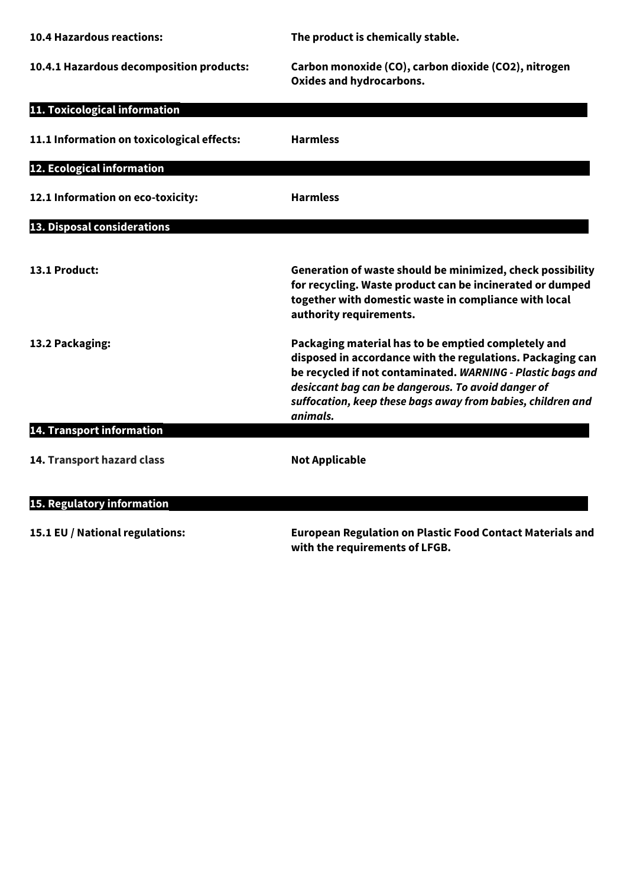**10.4 Hazardous reactions:** The product is chemically stable.

**10.4.1 Hazardous decomposition products:** Carbon monoxide (CO), carbon dioxide ($CO_2$), nitrogen Oxides and hydrocarbons.

## 11. Toxicological information

**11.1 Information on toxicological effects:** Harmless

## 12. Ecological information

**12.1 Information on eco-toxicity:** Harmless

## 13. Disposal considerations

**13.1 Product:** Generation of waste should be minimized, check possibility for recycling. Waste product can be incinerated or dumped together with domestic waste in compliance with local authority requirements.

**13.2 Packaging:** Packaging material has to be emptied completely and disposed in accordance with the regulations. Packaging can be recycled if not contaminated. *WARNING - Plastic bags and desiccant bag can be dangerous. To avoid danger of suffocation, keep these bags away from babies, children and animals.*

## 14. Transport information

**14. Transport hazard class** Not Applicable

## 15. Regulatory information

**15.1 EU / National regulations:** European Regulation on Plastic Food Contact Materials and with the requirements of LFGB.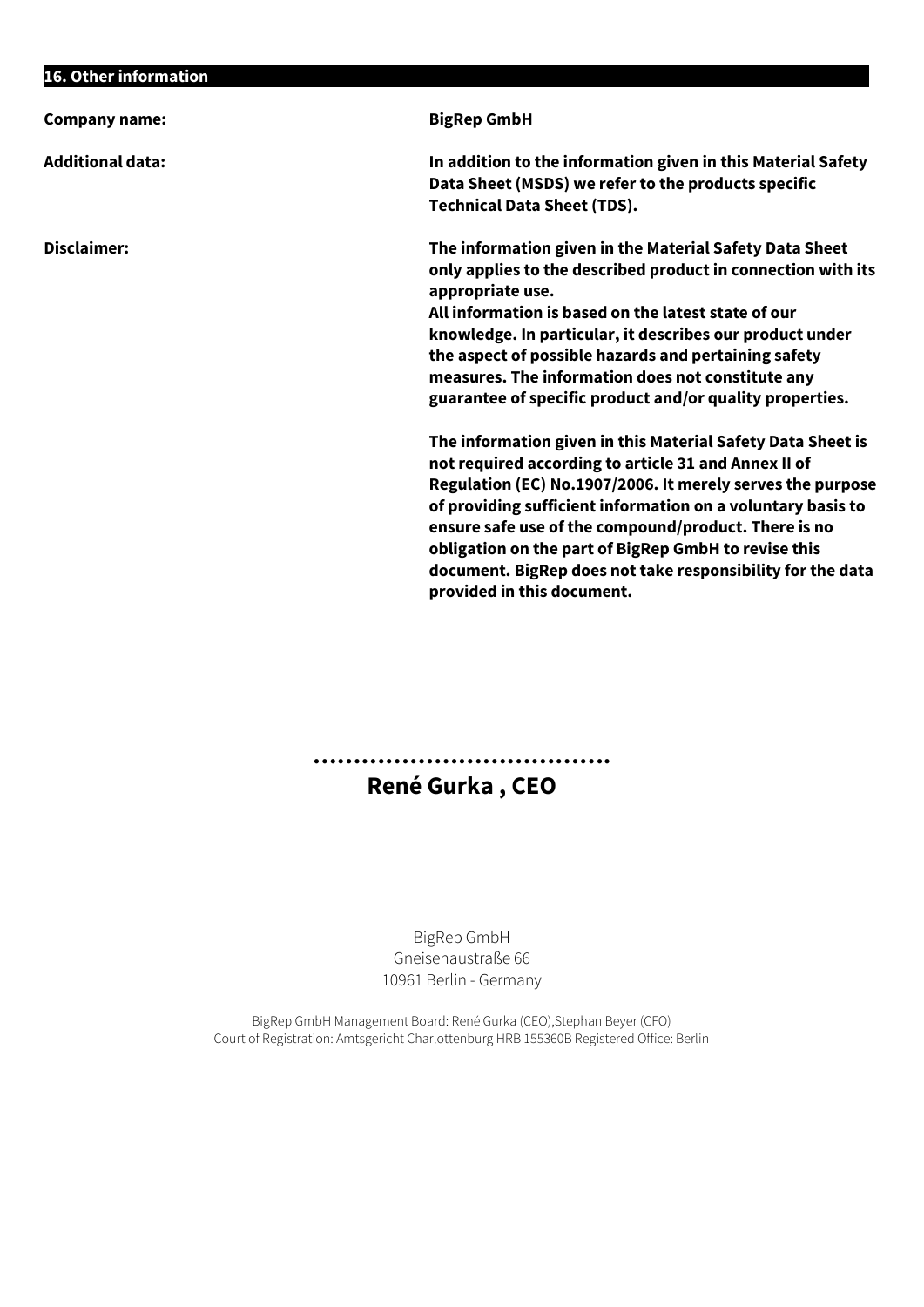## 16. Other information

**Company name:** **BigRep GmbH**

**Additional data:** **In addition to the information given in this Material Safety Data Sheet (MSDS) we refer to the products specific Technical Data Sheet (TDS).**

**Disclaimer:** **The information given in the Material Safety Data Sheet only applies to the described product in connection with its appropriate use.**
**All information is based on the latest state of our knowledge. In particular, it describes our product under the aspect of possible hazards and pertaining safety measures. The information does not constitute any guarantee of specific product and/or quality properties.**

**The information given in this Material Safety Data Sheet is not required according to article 31 and Annex II of Regulation (EC) No.1907/2006. It merely serves the purpose of providing sufficient information on a voluntary basis to ensure safe use of the compound/product. There is no obligation on the part of BigRep GmbH to revise this document. BigRep does not take responsibility for the data provided in this document.**

.....................................

**René Gurka , CEO**

BigRep GmbH
Gneisenaustraße 66
10961 Berlin - Germany

BigRep GmbH Management Board: René Gurka (CEO),Stephan Beyer (CFO)
Court of Registration: Amtsgericht Charlottenburg HRB 155360B Registered Office: Berlin